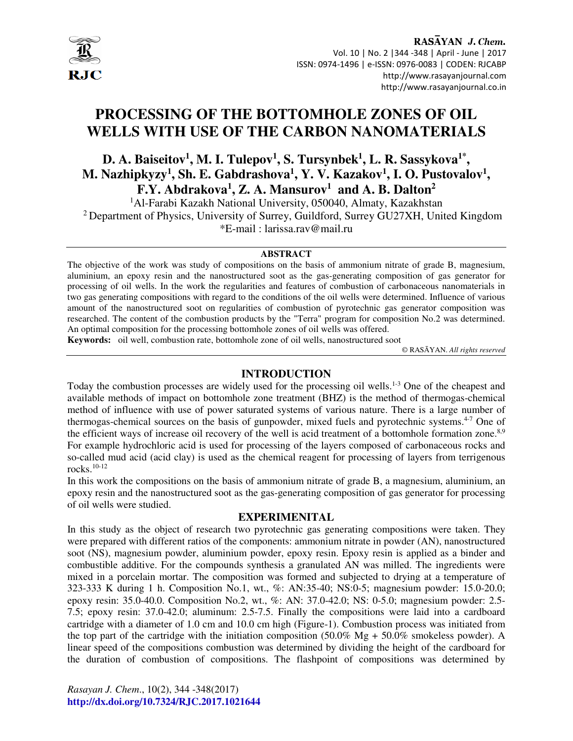# PROCESSING OF THE BOTTOMHOLE ZONES OF OIL WELLS WITH USE OF THE CARBON NANOMATERIALS

**D. A. Baiseitov[1], M. I. Tulepov[1], S. Tursynbek[1], L. R. Sassykova[1*], M. Nazhipkyzy[1], Sh. E. Gabdrashova[1], Y. V. Kazakov[1], I. O. Pustovalov[1], F.Y. Abdrakova[1], Z. A. Mansurov[1] and A. B. Dalton[2]**

[1]Al-Farabi Kazakh National University, 050040, Almaty, Kazakhstan

[2] Department of Physics, University of Surrey, Guildford, Surrey GU27XH, United Kingdom

*E-mail : larissa.rav@mail.ru

## ABSTRACT

The objective of the work was study of compositions on the basis of ammonium nitrate of grade B, magnesium, aluminium, an epoxy resin and the nanostructured soot as the gas-generating composition of gas generator for processing of oil wells. In the work the regularities and features of combustion of carbonaceous nanomaterials in two gas generating compositions with regard to the conditions of the oil wells were determined. Influence of various amount of the nanostructured soot on regularities of combustion of pyrotechnic gas generator composition was researched. The content of the combustion products by the "Terra" program for composition No.2 was determined. An optimal composition for the processing bottomhole zones of oil wells was offered.

**Keywords:** oil well, combustion rate, bottomhole zone of oil wells, nanostructured soot

© RASĀYAN. *All rights reserved*

## INTRODUCTION

Today the combustion processes are widely used for the processing oil wells.[1-3] One of the cheapest and available methods of impact on bottomhole zone treatment (BHZ) is the method of thermogas-chemical method of influence with use of power saturated systems of various nature. There is a large number of thermogas-chemical sources on the basis of gunpowder, mixed fuels and pyrotechnic systems.[4-7] One of the efficient ways of increase oil recovery of the well is acid treatment of a bottomhole formation zone.[8,9] For example hydrochloric acid is used for processing of the layers composed of carbonaceous rocks and so-called mud acid (acid clay) is used as the chemical reagent for processing of layers from terrigenous rocks.[10-12]

In this work the compositions on the basis of ammonium nitrate of grade B, a magnesium, aluminium, an epoxy resin and the nanostructured soot as the gas-generating composition of gas generator for processing of oil wells were studied.

## EXPERIMENITAL

In this study as the object of research two pyrotechnic gas generating compositions were taken. They were prepared with different ratios of the components: ammonium nitrate in powder (AN), nanostructured soot (NS), magnesium powder, aluminium powder, epoxy resin. Epoxy resin is applied as a binder and combustible additive. For the compounds synthesis a granulated AN was milled. The ingredients were mixed in a porcelain mortar. The composition was formed and subjected to drying at a temperature of 323-333 K during 1 h. Composition No.1, wt., %: AN:35-40; NS:0-5; magnesium powder: 15.0-20.0; epoxy resin: 35.0-40.0. Composition No.2, wt., %: AN: 37.0-42.0; NS: 0-5.0; magnesium powder: 2.5-7.5; epoxy resin: 37.0-42.0; aluminum: 2.5-7.5. Finally the compositions were laid into a cardboard cartridge with a diameter of 1.0 cm and 10.0 cm high (Figure-1). Combustion process was initiated from the top part of the cartridge with the initiation composition (50.0% Mg + 50.0% smokeless powder). A linear speed of the compositions combustion was determined by dividing the height of the cardboard for the duration of combustion of compositions. The flashpoint of compositions was determined by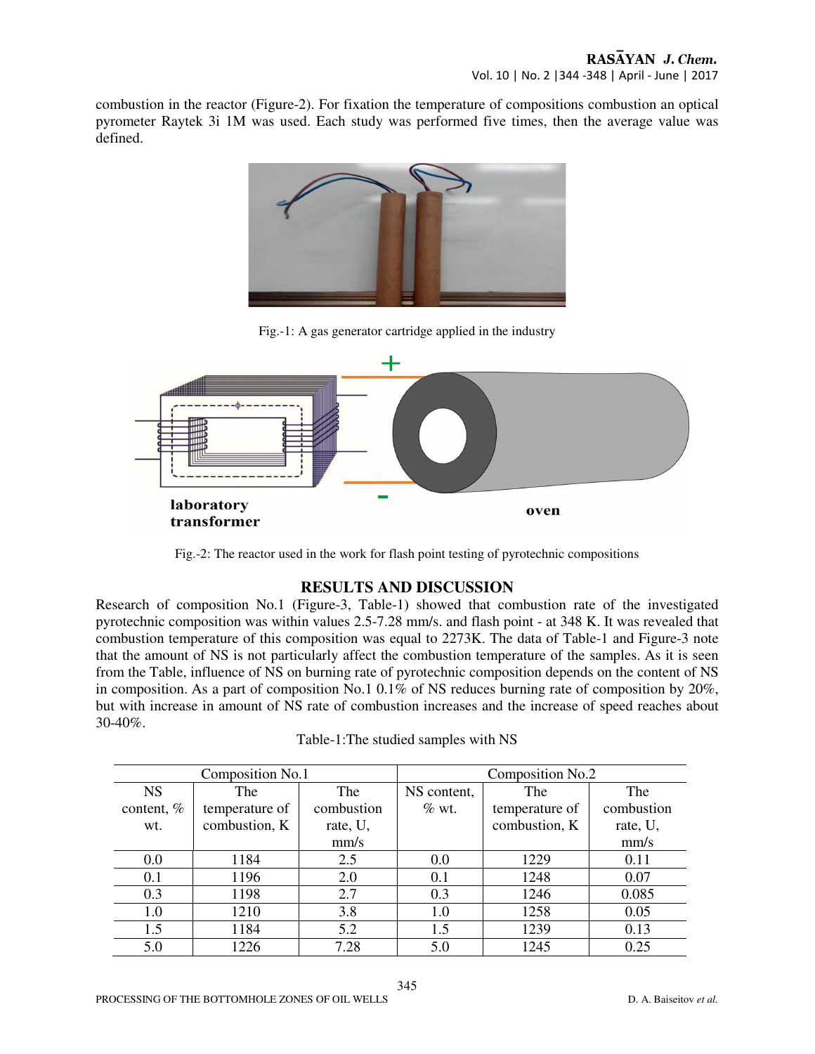combustion in the reactor (Figure-2). For fixation the temperature of compositions combustion an optical pyrometer Raytek 3i 1M was used. Each study was performed five times, then the average value was defined.

Fig.-1: A gas generator cartridge applied in the industry

Fig.-2: The reactor used in the work for flash point testing of pyrotechnic compositions

## RESULTS AND DISCUSSION

Research of composition No.1 (Figure-3, Table-1) showed that combustion rate of the investigated pyrotechnic composition was within values 2.5-7.28 mm/s. and flash point - at 348 K. It was revealed that combustion temperature of this composition was equal to 2273K. The data of Table-1 and Figure-3 note that the amount of NS is not particularly affect the combustion temperature of the samples. As it is seen from the Table, influence of NS on burning rate of pyrotechnic composition depends on the content of NS in composition. As a part of composition No.1 0.1% of NS reduces burning rate of composition by 20%, but with increase in amount of NS rate of combustion increases and the increase of speed reaches about 30-40%.

Table-1:The studied samples with NS

| Composition No.1 | | | Composition No.2 | | |
|---|---|---|---|---|---|
| NS content, % wt. | The temperature of combustion, K | The combustion rate, U, mm/s | NS content, % wt. | The temperature of combustion, K | The combustion rate, U, mm/s |
| 0.0 | 1184 | 2.5 | 0.0 | 1229 | 0.11 |
| 0.1 | 1196 | 2.0 | 0.1 | 1248 | 0.07 |
| 0.3 | 1198 | 2.7 | 0.3 | 1246 | 0.085 |
| 1.0 | 1210 | 3.8 | 1.0 | 1258 | 0.05 |
| 1.5 | 1184 | 5.2 | 1.5 | 1239 | 0.13 |
| 5.0 | 1226 | 7.28 | 5.0 | 1245 | 0.25 |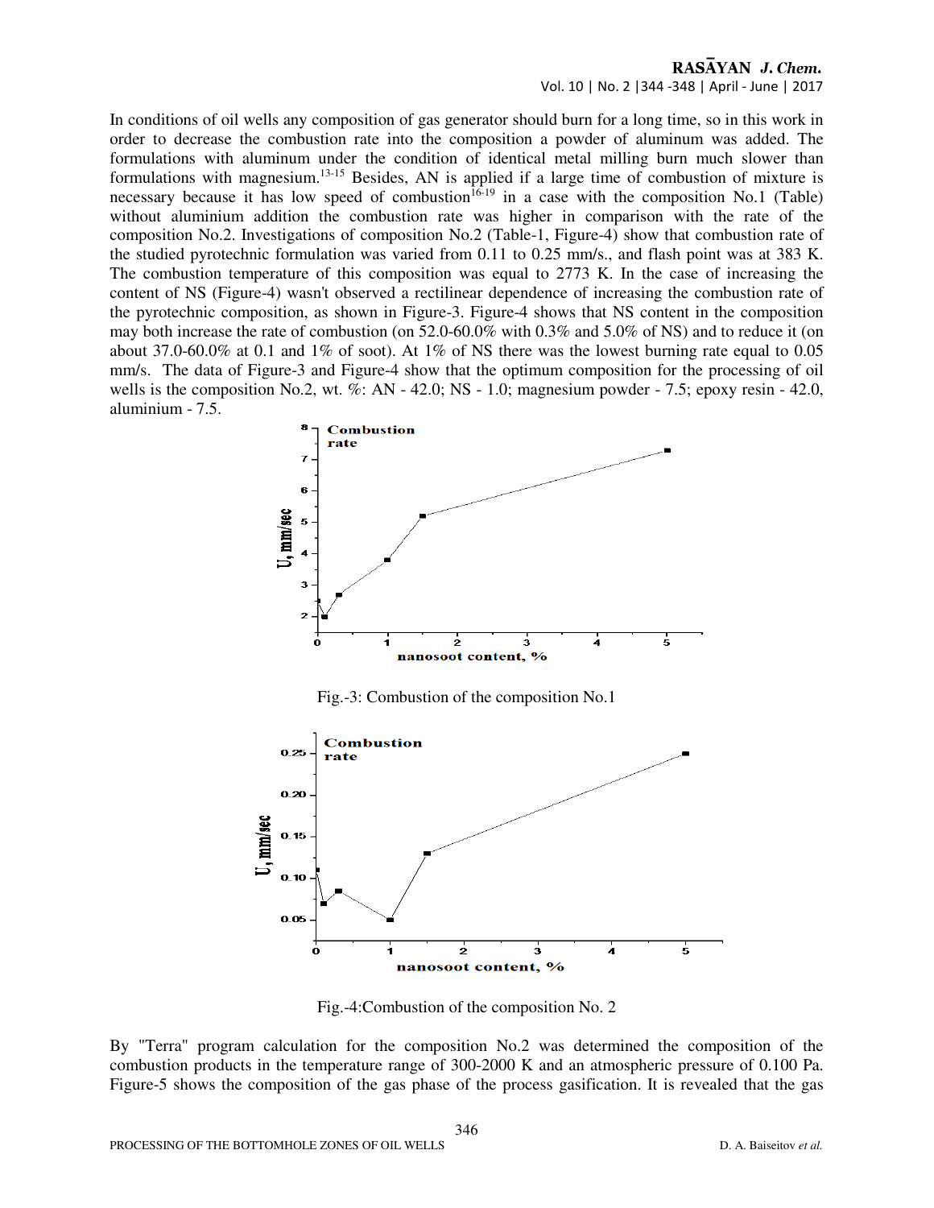In conditions of oil wells any composition of gas generator should burn for a long time, so in this work in order to decrease the combustion rate into the composition a powder of aluminum was added. The formulations with aluminum under the condition of identical metal milling burn much slower than formulations with magnesium.[13-15] Besides, AN is applied if a large time of combustion of mixture is necessary because it has low speed of combustion[16-19] in a case with the composition No.1 (Table) without aluminium addition the combustion rate was higher in comparison with the rate of the composition No.2. Investigations of composition No.2 (Table-1, Figure-4) show that combustion rate of the studied pyrotechnic formulation was varied from 0.11 to 0.25 mm/s., and flash point was at 383 K. The combustion temperature of this composition was equal to 2773 K. In the case of increasing the content of NS (Figure-4) wasn't observed a rectilinear dependence of increasing the combustion rate of the pyrotechnic composition, as shown in Figure-3. Figure-4 shows that NS content in the composition may both increase the rate of combustion (on 52.0-60.0% with 0.3% and 5.0% of NS) and to reduce it (on about 37.0-60.0% at 0.1 and 1% of soot). At 1% of NS there was the lowest burning rate equal to 0.05 mm/s. The data of Figure-3 and Figure-4 show that the optimum composition for the processing of oil wells is the composition No.2, wt. %: AN - 42.0; NS - 1.0; magnesium powder - 7.5; epoxy resin - 42.0, aluminium - 7.5.

Fig.-3: Combustion of the composition No.1

Fig.-4:Combustion of the composition No. 2

By "Terra" program calculation for the composition No.2 was determined the composition of the combustion products in the temperature range of 300-2000 K and an atmospheric pressure of 0.100 Pa. Figure-5 shows the composition of the gas phase of the process gasification. It is revealed that the gas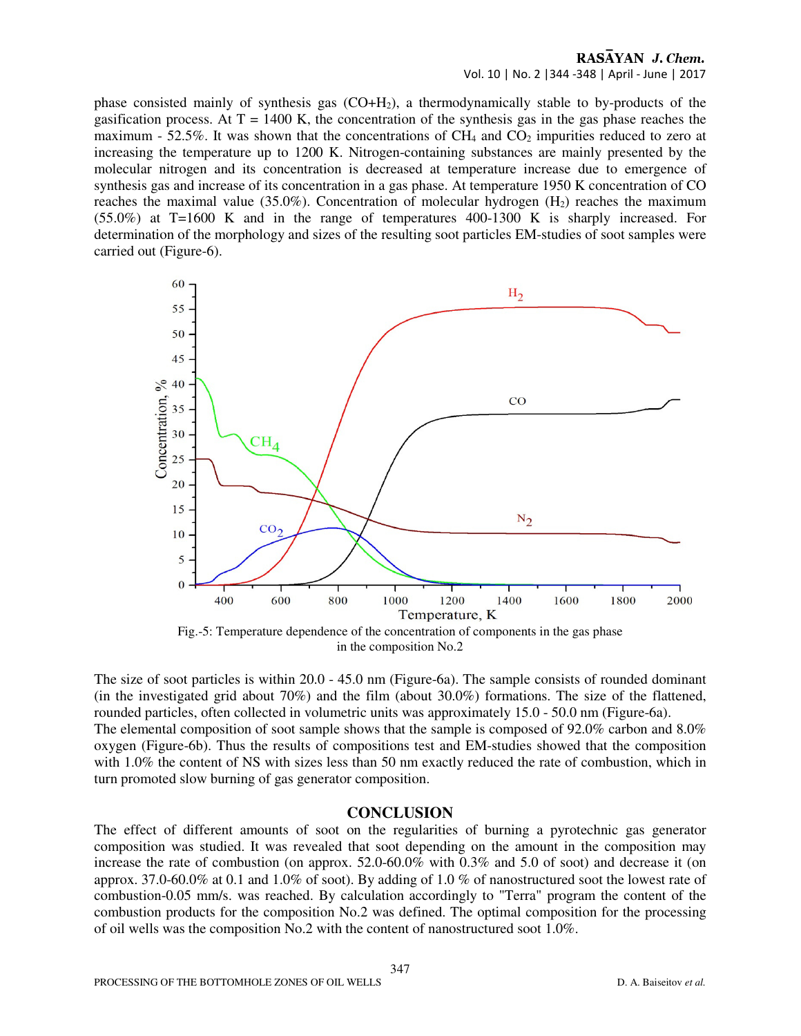phase consisted mainly of synthesis gas ($CO+H_2$), a thermodynamically stable to by-products of the gasification process. At T = 1400 K, the concentration of the synthesis gas in the gas phase reaches the maximum - 52.5%. It was shown that the concentrations of $CH_4$ and $CO_2$ impurities reduced to zero at increasing the temperature up to 1200 K. Nitrogen-containing substances are mainly presented by the molecular nitrogen and its concentration is decreased at temperature increase due to emergence of synthesis gas and increase of its concentration in a gas phase. At temperature 1950 K concentration of CO reaches the maximal value (35.0%). Concentration of molecular hydrogen ($H_2$) reaches the maximum (55.0%) at T=1600 K and in the range of temperatures 400-1300 K is sharply increased. For determination of the morphology and sizes of the resulting soot particles EM-studies of soot samples were carried out (Figure-6).

Fig.-5: Temperature dependence of the concentration of components in the gas phase in the composition No.2

The size of soot particles is within 20.0 - 45.0 nm (Figure-6a). The sample consists of rounded dominant (in the investigated grid about 70%) and the film (about 30.0%) formations. The size of the flattened, rounded particles, often collected in volumetric units was approximately 15.0 - 50.0 nm (Figure-6a).
The elemental composition of soot sample shows that the sample is composed of 92.0% carbon and 8.0% oxygen (Figure-6b). Thus the results of compositions test and EM-studies showed that the composition with 1.0% the content of NS with sizes less than 50 nm exactly reduced the rate of combustion, which in turn promoted slow burning of gas generator composition.

## CONCLUSION

The effect of different amounts of soot on the regularities of burning a pyrotechnic gas generator composition was studied. It was revealed that soot depending on the amount in the composition may increase the rate of combustion (on approx. 52.0-60.0% with 0.3% and 5.0 of soot) and decrease it (on approx. 37.0-60.0% at 0.1 and 1.0% of soot). By adding of 1.0 % of nanostructured soot the lowest rate of combustion-0.05 mm/s. was reached. By calculation accordingly to "Terra" program the content of the combustion products for the composition No.2 was defined. The optimal composition for the processing of oil wells was the composition No.2 with the content of nanostructured soot 1.0%.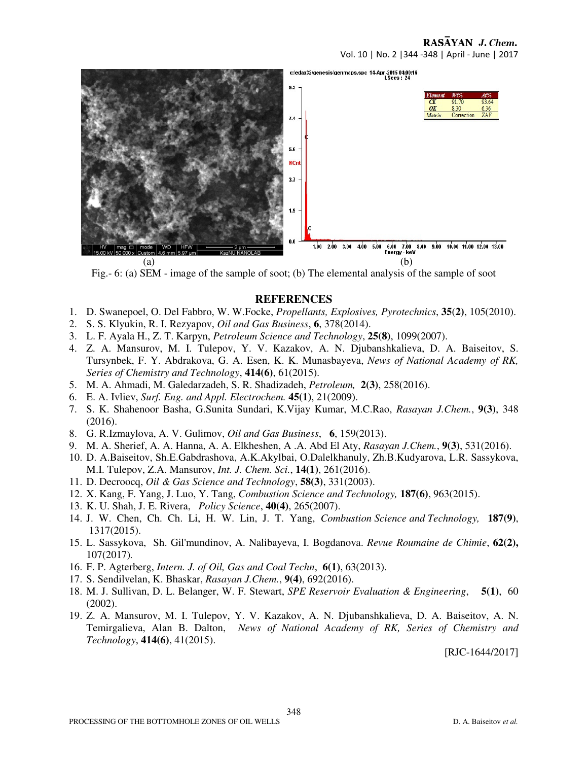c:\edax32\genesis\genmaps.spc 14-Apr-2015 04:00:16
LSecs : 24

| Element | Wt% | At% |
|---|---|---|
| CK | 91.70 | 93.64 |
| OK | 8.30 | 6.36 |
| Matrix | Correction | ZAF |

KCnt

Energy - keV

HV 15.00 kV | mag 50 000 x | mode Custom | WD 4.6 mm | HFW 5.97 μm | 2 μm | KazNU NANOLAB

(a) (b)

Fig.- 6: (a) SEM - image of the sample of soot; (b) The elemental analysis of the sample of soot

## REFERENCES

1. D. Swanepoel, O. Del Fabbro, W. W.Focke, *Propellants, Explosives, Pyrotechnics*, **35(2)**, 105(2010).
2. S. S. Klyukin, R. I. Rezyapov, *Oil and Gas Business*, **6**, 378(2014).
3. L. F. Ayala H., Z. T. Karpyn, *Petroleum Science and Technology*, **25(8)**, 1099(2007).
4. Z. A. Mansurov, M. I. Tulepov, Y. V. Kazakov, A. N. Djubanshkalieva, D. A. Baiseitov, S. Tursynbek, F. Y. Abdrakova, G. A. Esen, K. K. Munasbayeva, *News of National Academy of RK, Series of Chemistry and Technology*, **414(6)**, 61(2015).
5. M. A. Ahmadi, M. Galedarzadeh, S. R. Shadizadeh, *Petroleum,* **2(3)**, 258(2016).
6. E. A. Ivliev, *Surf. Eng. and Appl. Electrochem.* **45(1)**, 21(2009).
7. S. K. Shahenoor Basha, G.Sunita Sundari, K.Vijay Kumar, M.C.Rao, *Rasayan J.Chem.*, **9(3)**, 348 (2016).
8. G. R.Izmaylova, A. V. Gulimov, *Oil and Gas Business*, **6**, 159(2013).
9. M. A. Sherief, A. A. Hanna, A. A. Elkheshen, A .A. Abd El Aty, *Rasayan J.Chem.*, **9(3)**, 531(2016).
10. D. A.Baiseitov, Sh.E.Gabdrashova, A.K.Akylbai, O.Dalelkhanuly, Zh.B.Kudyarova, L.R. Sassykova, M.I. Tulepov, Z.A. Mansurov, *Int. J. Chem. Sci.*, **14(1)**, 261(2016).
11. D. Decroocq, *Oil & Gas Science and Technology*, **58(3)**, 331(2003).
12. X. Kang, F. Yang, J. Luo, Y. Tang, *Combustion Science and Technology,* **187(6)**, 963(2015).
13. K. U. Shah, J. E. Rivera, *Policy Science*, **40(4)**, 265(2007).
14. J. W. Chen, Ch. Ch. Li, H. W. Lin, J. T. Yang, *Combustion Science and Technology,* **187(9)**, 1317(2015).
15. L. Sassykova, Sh. Gil'mundinov, A. Nalibayeva, I. Bogdanova. *Revue Roumaine de Chimie*, **62(2),** 107(2017).
16. F. P. Agterberg, *Intern. J. of Oil, Gas and Coal Techn*, **6(1)**, 63(2013).
17. S. Sendilvelan, K. Bhaskar, *Rasayan J.Chem.*, **9(4)**, 692(2016).
18. M. J. Sullivan, D. L. Belanger, W. F. Stewart, *SPE Reservoir Evaluation & Engineering*, **5(1)**, 60 (2002).
19. Z. A. Mansurov, M. I. Tulepov, Y. V. Kazakov, A. N. Djubanshkalieva, D. A. Baiseitov, A. N. Temirgalieva, Alan B. Dalton, *News of National Academy of RK, Series of Chemistry and Technology*, **414(6)**, 41(2015).

[RJC-1644/2017]